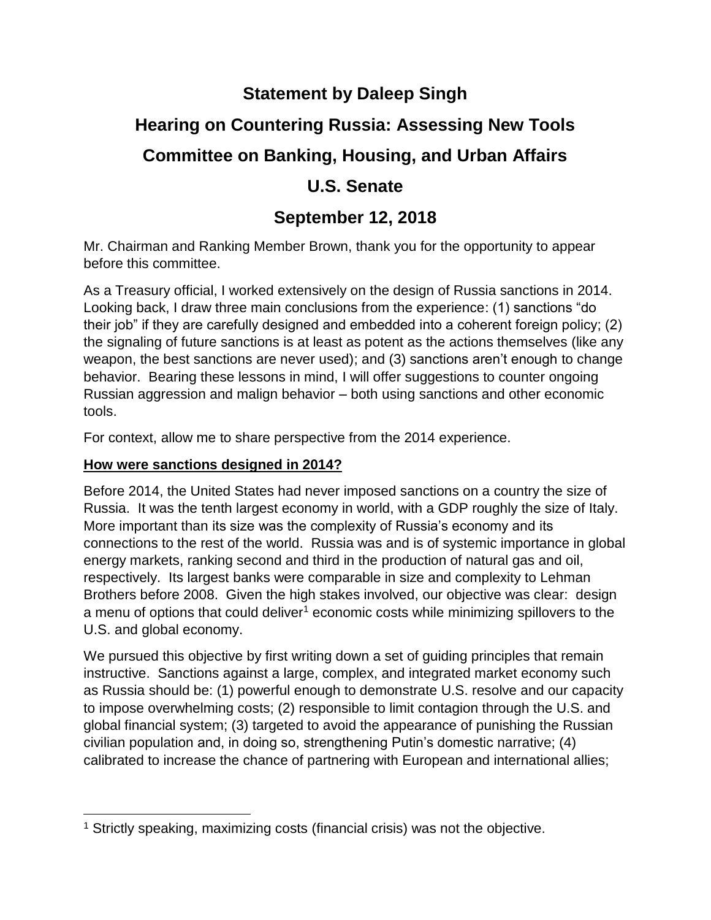# Statement by Daleep Singh

# Hearing on Countering Russia: Assessing New Tools

# Committee on Banking, Housing, and Urban Affairs

# U.S. Senate

# September 12, 2018

Mr. Chairman and Ranking Member Brown, thank you for the opportunity to appear before this committee.

As a Treasury official, I worked extensively on the design of Russia sanctions in 2014. Looking back, I draw three main conclusions from the experience: (1) sanctions "do their job" if they are carefully designed and embedded into a coherent foreign policy; (2) the signaling of future sanctions is at least as potent as the actions themselves (like any weapon, the best sanctions are never used); and (3) sanctions aren't enough to change behavior. Bearing these lessons in mind, I will offer suggestions to counter ongoing Russian aggression and malign behavior – both using sanctions and other economic tools.

For context, allow me to share perspective from the 2014 experience.

**How were sanctions designed in 2014?**

Before 2014, the United States had never imposed sanctions on a country the size of Russia. It was the tenth largest economy in world, with a GDP roughly the size of Italy. More important than its size was the complexity of Russia's economy and its connections to the rest of the world. Russia was and is of systemic importance in global energy markets, ranking second and third in the production of natural gas and oil, respectively. Its largest banks were comparable in size and complexity to Lehman Brothers before 2008. Given the high stakes involved, our objective was clear: design a menu of options that could deliver[1] economic costs while minimizing spillovers to the U.S. and global economy.

We pursued this objective by first writing down a set of guiding principles that remain instructive. Sanctions against a large, complex, and integrated market economy such as Russia should be: (1) powerful enough to demonstrate U.S. resolve and our capacity to impose overwhelming costs; (2) responsible to limit contagion through the U.S. and global financial system; (3) targeted to avoid the appearance of punishing the Russian civilian population and, in doing so, strengthening Putin's domestic narrative; (4) calibrated to increase the chance of partnering with European and international allies;

[1] Strictly speaking, maximizing costs (financial crisis) was not the objective.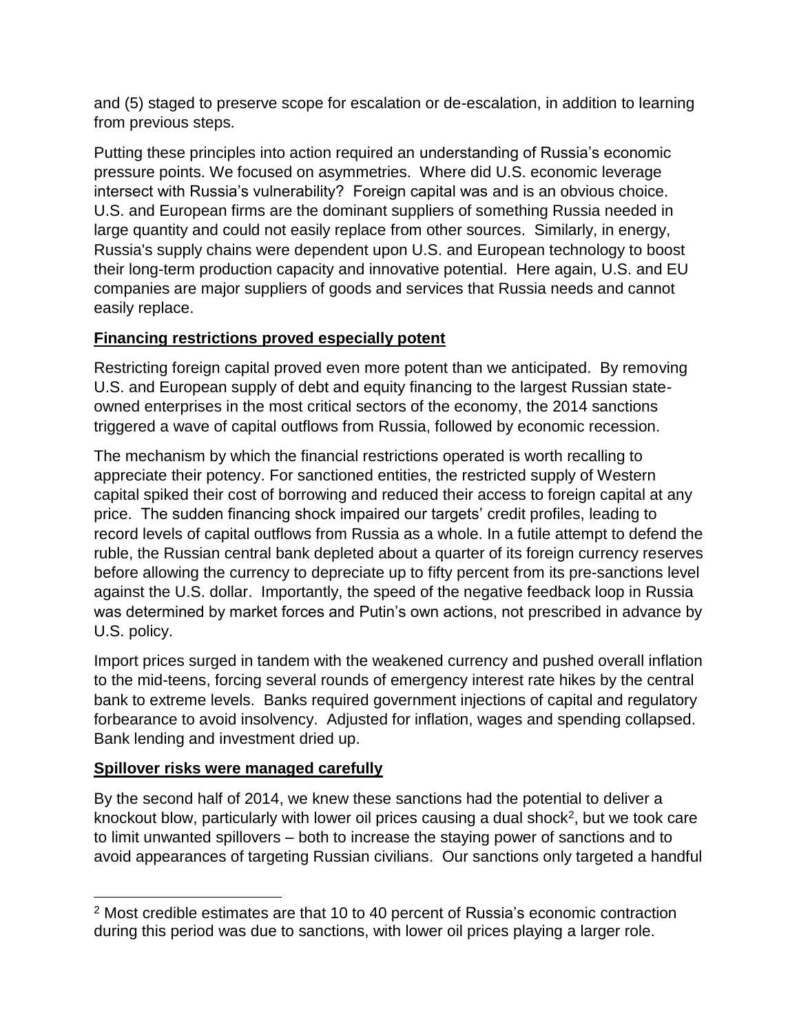and (5) staged to preserve scope for escalation or de-escalation, in addition to learning from previous steps.

Putting these principles into action required an understanding of Russia's economic pressure points. We focused on asymmetries. Where did U.S. economic leverage intersect with Russia's vulnerability? Foreign capital was and is an obvious choice. U.S. and European firms are the dominant suppliers of something Russia needed in large quantity and could not easily replace from other sources. Similarly, in energy, Russia's supply chains were dependent upon U.S. and European technology to boost their long-term production capacity and innovative potential. Here again, U.S. and EU companies are major suppliers of goods and services that Russia needs and cannot easily replace.

**Financing restrictions proved especially potent**

Restricting foreign capital proved even more potent than we anticipated. By removing U.S. and European supply of debt and equity financing to the largest Russian state-owned enterprises in the most critical sectors of the economy, the 2014 sanctions triggered a wave of capital outflows from Russia, followed by economic recession.

The mechanism by which the financial restrictions operated is worth recalling to appreciate their potency. For sanctioned entities, the restricted supply of Western capital spiked their cost of borrowing and reduced their access to foreign capital at any price. The sudden financing shock impaired our targets' credit profiles, leading to record levels of capital outflows from Russia as a whole. In a futile attempt to defend the ruble, the Russian central bank depleted about a quarter of its foreign currency reserves before allowing the currency to depreciate up to fifty percent from its pre-sanctions level against the U.S. dollar. Importantly, the speed of the negative feedback loop in Russia was determined by market forces and Putin's own actions, not prescribed in advance by U.S. policy.

Import prices surged in tandem with the weakened currency and pushed overall inflation to the mid-teens, forcing several rounds of emergency interest rate hikes by the central bank to extreme levels. Banks required government injections of capital and regulatory forbearance to avoid insolvency. Adjusted for inflation, wages and spending collapsed. Bank lending and investment dried up.

**Spillover risks were managed carefully**

By the second half of 2014, we knew these sanctions had the potential to deliver a knockout blow, particularly with lower oil prices causing a dual shock[2], but we took care to limit unwanted spillovers – both to increase the staying power of sanctions and to avoid appearances of targeting Russian civilians. Our sanctions only targeted a handful

[2] Most credible estimates are that 10 to 40 percent of Russia's economic contraction during this period was due to sanctions, with lower oil prices playing a larger role.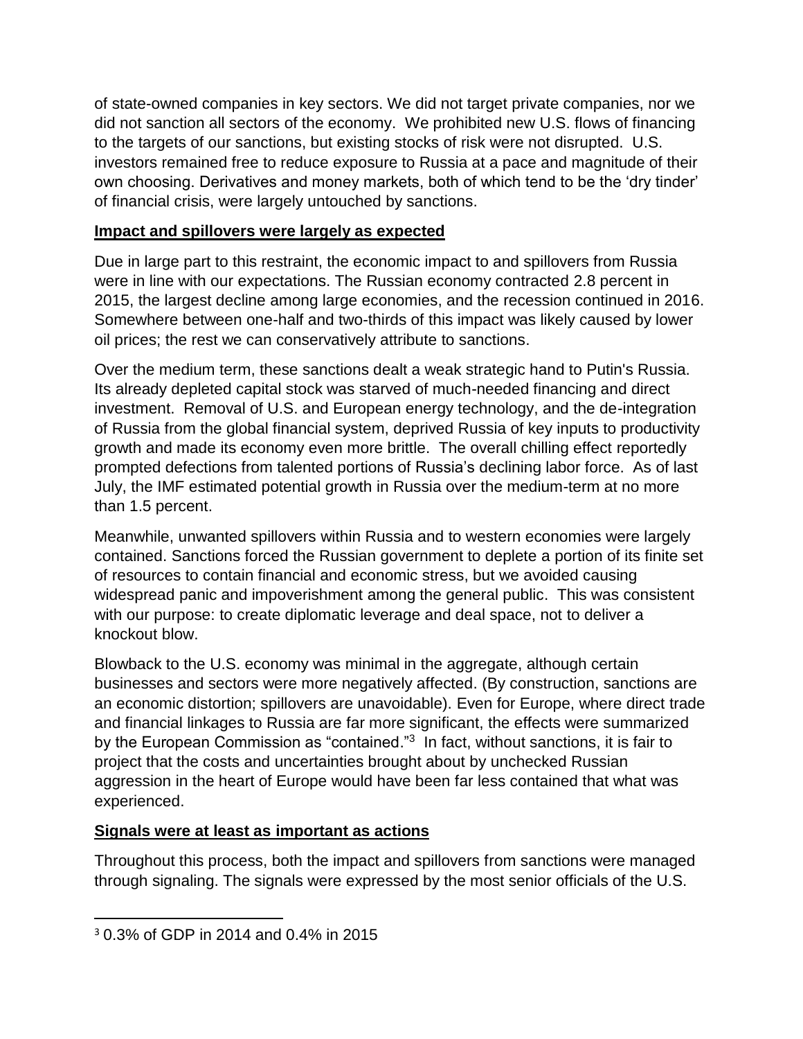of state-owned companies in key sectors. We did not target private companies, nor we did not sanction all sectors of the economy. We prohibited new U.S. flows of financing to the targets of our sanctions, but existing stocks of risk were not disrupted. U.S. investors remained free to reduce exposure to Russia at a pace and magnitude of their own choosing. Derivatives and money markets, both of which tend to be the 'dry tinder' of financial crisis, were largely untouched by sanctions.

**<u>Impact and spillovers were largely as expected</u>**

Due in large part to this restraint, the economic impact to and spillovers from Russia were in line with our expectations. The Russian economy contracted 2.8 percent in 2015, the largest decline among large economies, and the recession continued in 2016. Somewhere between one-half and two-thirds of this impact was likely caused by lower oil prices; the rest we can conservatively attribute to sanctions.

Over the medium term, these sanctions dealt a weak strategic hand to Putin's Russia. Its already depleted capital stock was starved of much-needed financing and direct investment. Removal of U.S. and European energy technology, and the de-integration of Russia from the global financial system, deprived Russia of key inputs to productivity growth and made its economy even more brittle. The overall chilling effect reportedly prompted defections from talented portions of Russia's declining labor force. As of last July, the IMF estimated potential growth in Russia over the medium-term at no more than 1.5 percent.

Meanwhile, unwanted spillovers within Russia and to western economies were largely contained. Sanctions forced the Russian government to deplete a portion of its finite set of resources to contain financial and economic stress, but we avoided causing widespread panic and impoverishment among the general public. This was consistent with our purpose: to create diplomatic leverage and deal space, not to deliver a knockout blow.

Blowback to the U.S. economy was minimal in the aggregate, although certain businesses and sectors were more negatively affected. (By construction, sanctions are an economic distortion; spillovers are unavoidable). Even for Europe, where direct trade and financial linkages to Russia are far more significant, the effects were summarized by the European Commission as "contained."[3] In fact, without sanctions, it is fair to project that the costs and uncertainties brought about by unchecked Russian aggression in the heart of Europe would have been far less contained that what was experienced.

**<u>Signals were at least as important as actions</u>**

Throughout this process, both the impact and spillovers from sanctions were managed through signaling. The signals were expressed by the most senior officials of the U.S.

[3] 0.3% of GDP in 2014 and 0.4% in 2015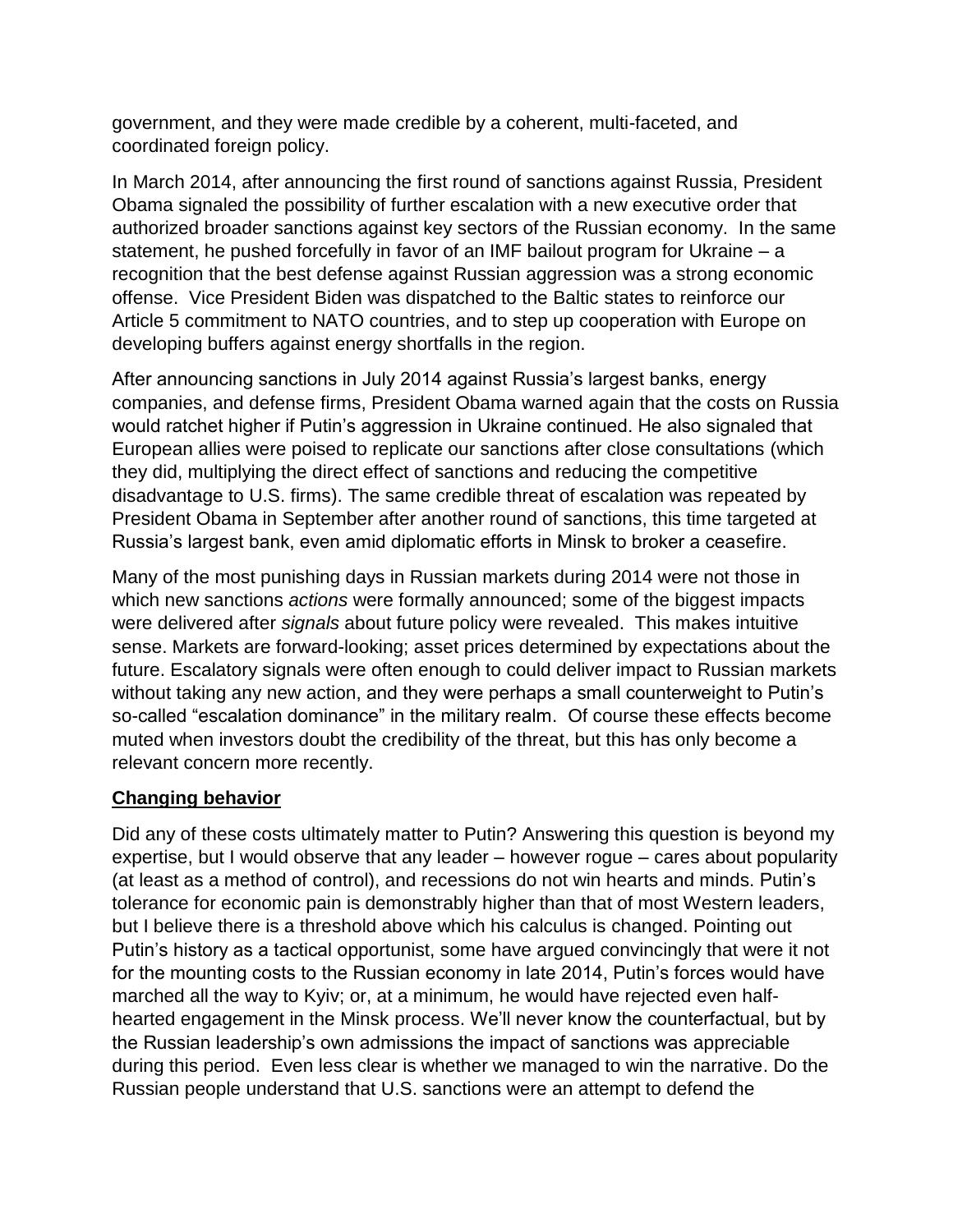government, and they were made credible by a coherent, multi-faceted, and coordinated foreign policy.

In March 2014, after announcing the first round of sanctions against Russia, President Obama signaled the possibility of further escalation with a new executive order that authorized broader sanctions against key sectors of the Russian economy. In the same statement, he pushed forcefully in favor of an IMF bailout program for Ukraine – a recognition that the best defense against Russian aggression was a strong economic offense. Vice President Biden was dispatched to the Baltic states to reinforce our Article 5 commitment to NATO countries, and to step up cooperation with Europe on developing buffers against energy shortfalls in the region.

After announcing sanctions in July 2014 against Russia's largest banks, energy companies, and defense firms, President Obama warned again that the costs on Russia would ratchet higher if Putin's aggression in Ukraine continued. He also signaled that European allies were poised to replicate our sanctions after close consultations (which they did, multiplying the direct effect of sanctions and reducing the competitive disadvantage to U.S. firms). The same credible threat of escalation was repeated by President Obama in September after another round of sanctions, this time targeted at Russia's largest bank, even amid diplomatic efforts in Minsk to broker a ceasefire.

Many of the most punishing days in Russian markets during 2014 were not those in which new sanctions *actions* were formally announced; some of the biggest impacts were delivered after *signals* about future policy were revealed. This makes intuitive sense. Markets are forward-looking; asset prices determined by expectations about the future. Escalatory signals were often enough to could deliver impact to Russian markets without taking any new action, and they were perhaps a small counterweight to Putin's so-called "escalation dominance" in the military realm. Of course these effects become muted when investors doubt the credibility of the threat, but this has only become a relevant concern more recently.

## Changing behavior

Did any of these costs ultimately matter to Putin? Answering this question is beyond my expertise, but I would observe that any leader – however rogue – cares about popularity (at least as a method of control), and recessions do not win hearts and minds. Putin's tolerance for economic pain is demonstrably higher than that of most Western leaders, but I believe there is a threshold above which his calculus is changed. Pointing out Putin's history as a tactical opportunist, some have argued convincingly that were it not for the mounting costs to the Russian economy in late 2014, Putin's forces would have marched all the way to Kyiv; or, at a minimum, he would have rejected even half-hearted engagement in the Minsk process. We'll never know the counterfactual, but by the Russian leadership's own admissions the impact of sanctions was appreciable during this period. Even less clear is whether we managed to win the narrative. Do the Russian people understand that U.S. sanctions were an attempt to defend the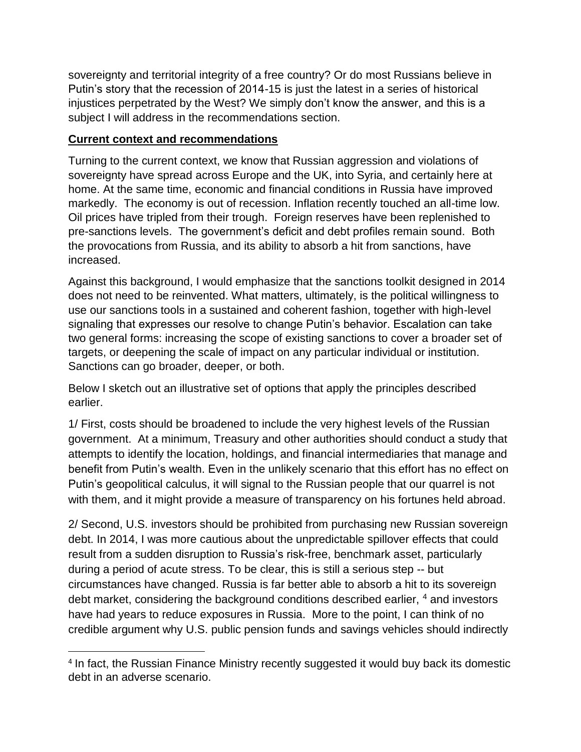sovereignty and territorial integrity of a free country? Or do most Russians believe in Putin's story that the recession of 2014-15 is just the latest in a series of historical injustices perpetrated by the West? We simply don't know the answer, and this is a subject I will address in the recommendations section.

## Current context and recommendations

Turning to the current context, we know that Russian aggression and violations of sovereignty have spread across Europe and the UK, into Syria, and certainly here at home. At the same time, economic and financial conditions in Russia have improved markedly. The economy is out of recession. Inflation recently touched an all-time low. Oil prices have tripled from their trough. Foreign reserves have been replenished to pre-sanctions levels. The government's deficit and debt profiles remain sound. Both the provocations from Russia, and its ability to absorb a hit from sanctions, have increased.

Against this background, I would emphasize that the sanctions toolkit designed in 2014 does not need to be reinvented. What matters, ultimately, is the political willingness to use our sanctions tools in a sustained and coherent fashion, together with high-level signaling that expresses our resolve to change Putin's behavior. Escalation can take two general forms: increasing the scope of existing sanctions to cover a broader set of targets, or deepening the scale of impact on any particular individual or institution. Sanctions can go broader, deeper, or both.

Below I sketch out an illustrative set of options that apply the principles described earlier.

1/ First, costs should be broadened to include the very highest levels of the Russian government. At a minimum, Treasury and other authorities should conduct a study that attempts to identify the location, holdings, and financial intermediaries that manage and benefit from Putin's wealth. Even in the unlikely scenario that this effort has no effect on Putin's geopolitical calculus, it will signal to the Russian people that our quarrel is not with them, and it might provide a measure of transparency on his fortunes held abroad.

2/ Second, U.S. investors should be prohibited from purchasing new Russian sovereign debt. In 2014, I was more cautious about the unpredictable spillover effects that could result from a sudden disruption to Russia's risk-free, benchmark asset, particularly during a period of acute stress. To be clear, this is still a serious step -- but circumstances have changed. Russia is far better able to absorb a hit to its sovereign debt market, considering the background conditions described earlier, [4] and investors have had years to reduce exposures in Russia. More to the point, I can think of no credible argument why U.S. public pension funds and savings vehicles should indirectly

---

[4] In fact, the Russian Finance Ministry recently suggested it would buy back its domestic debt in an adverse scenario.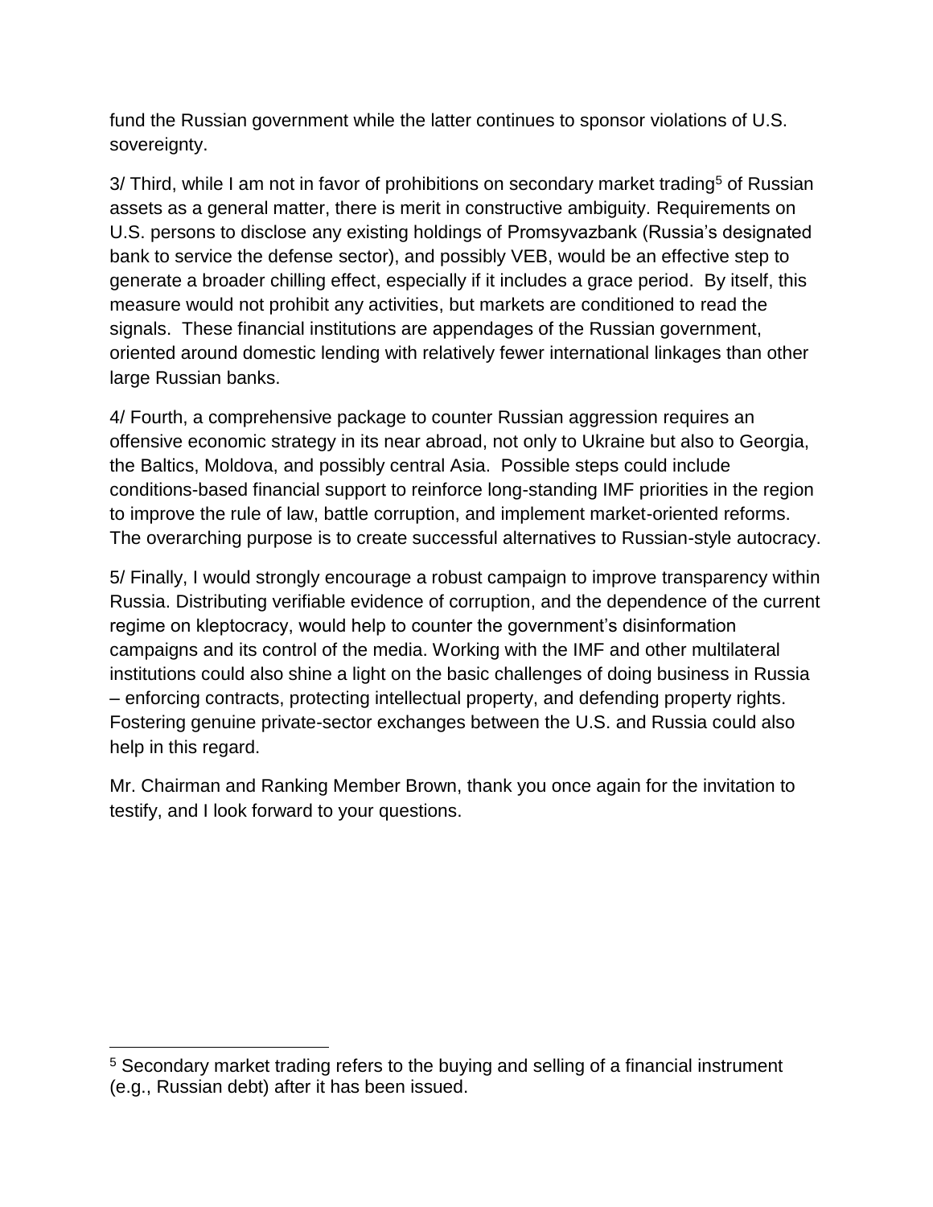fund the Russian government while the latter continues to sponsor violations of U.S. sovereignty.

3/ Third, while I am not in favor of prohibitions on secondary market trading[5] of Russian assets as a general matter, there is merit in constructive ambiguity. Requirements on U.S. persons to disclose any existing holdings of Promsyvazbank (Russia's designated bank to service the defense sector), and possibly VEB, would be an effective step to generate a broader chilling effect, especially if it includes a grace period. By itself, this measure would not prohibit any activities, but markets are conditioned to read the signals. These financial institutions are appendages of the Russian government, oriented around domestic lending with relatively fewer international linkages than other large Russian banks.

4/ Fourth, a comprehensive package to counter Russian aggression requires an offensive economic strategy in its near abroad, not only to Ukraine but also to Georgia, the Baltics, Moldova, and possibly central Asia. Possible steps could include conditions-based financial support to reinforce long-standing IMF priorities in the region to improve the rule of law, battle corruption, and implement market-oriented reforms. The overarching purpose is to create successful alternatives to Russian-style autocracy.

5/ Finally, I would strongly encourage a robust campaign to improve transparency within Russia. Distributing verifiable evidence of corruption, and the dependence of the current regime on kleptocracy, would help to counter the government's disinformation campaigns and its control of the media. Working with the IMF and other multilateral institutions could also shine a light on the basic challenges of doing business in Russia – enforcing contracts, protecting intellectual property, and defending property rights. Fostering genuine private-sector exchanges between the U.S. and Russia could also help in this regard.

Mr. Chairman and Ranking Member Brown, thank you once again for the invitation to testify, and I look forward to your questions.

---

[5] Secondary market trading refers to the buying and selling of a financial instrument (e.g., Russian debt) after it has been issued.